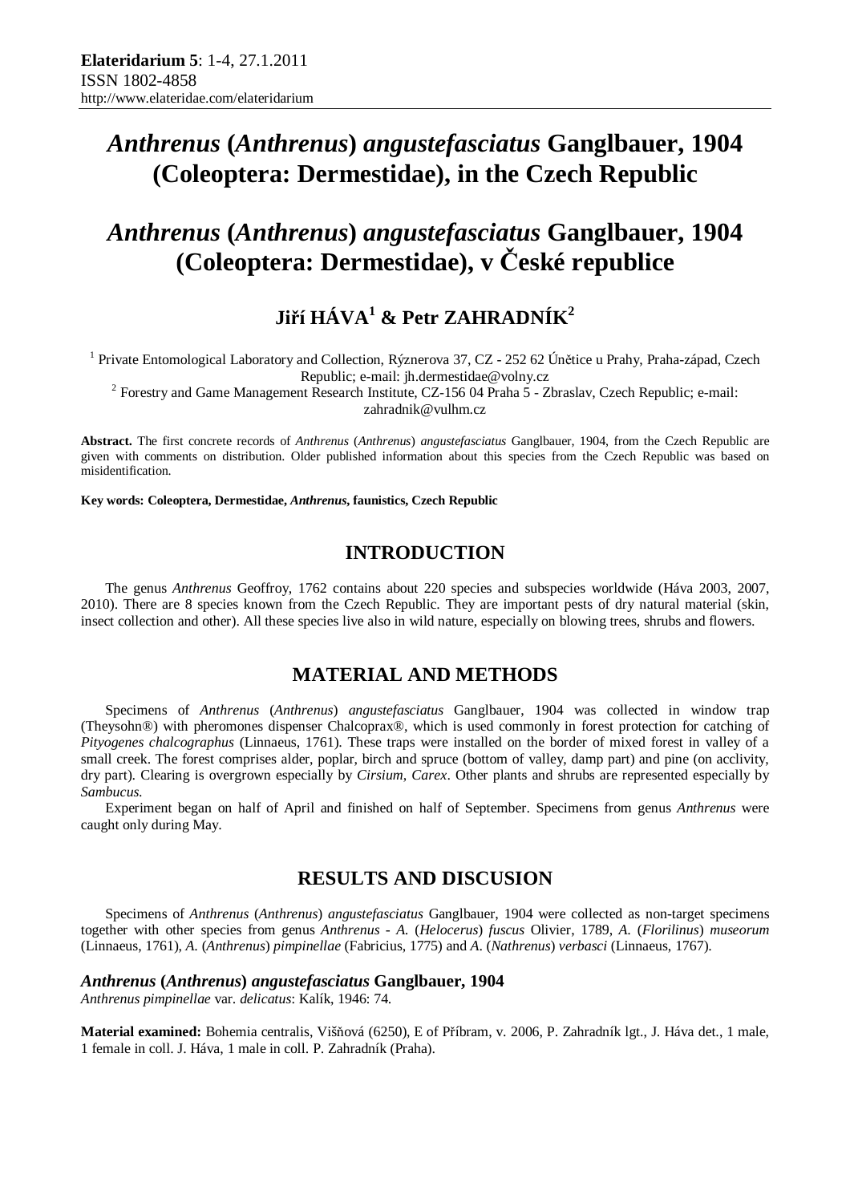# *Anthrenus* (*Anthrenus*) *angustefasciatus* Ganglbauer, 1904 (Coleoptera: Dermestidae), in the Czech Republic

# *Anthrenus* (*Anthrenus*) *angustefasciatus* Ganglbauer, 1904 (Coleoptera: Dermestidae), v České republice

## Jiří HÁVA[1] & Petr ZAHRADNÍK[2]

[1] Private Entomological Laboratory and Collection, Rýznerova 37, CZ - 252 62 Únětice u Prahy, Praha-západ, Czech Republic; e-mail: jh.dermestidae@volny.cz

[2] Forestry and Game Management Research Institute, CZ-156 04 Praha 5 - Zbraslav, Czech Republic; e-mail: zahradnik@vulhm.cz

**Abstract.** The first concrete records of *Anthrenus* (*Anthrenus*) *angustefasciatus* Ganglbauer, 1904, from the Czech Republic are given with comments on distribution. Older published information about this species from the Czech Republic was based on misidentification.

**Key words: Coleoptera, Dermestidae, *Anthrenus*, faunistics, Czech Republic**

## INTRODUCTION

The genus *Anthrenus* Geoffroy, 1762 contains about 220 species and subspecies worldwide (Háva 2003, 2007, 2010). There are 8 species known from the Czech Republic. They are important pests of dry natural material (skin, insect collection and other). All these species live also in wild nature, especially on blowing trees, shrubs and flowers.

## MATERIAL AND METHODS

Specimens of *Anthrenus* (*Anthrenus*) *angustefasciatus* Ganglbauer, 1904 was collected in window trap (Theysohn®) with pheromones dispenser Chalcoprax®, which is used commonly in forest protection for catching of *Pityogenes chalcographus* (Linnaeus, 1761). These traps were installed on the border of mixed forest in valley of a small creek. The forest comprises alder, poplar, birch and spruce (bottom of valley, damp part) and pine (on acclivity, dry part). Clearing is overgrown especially by *Cirsium*, *Carex*. Other plants and shrubs are represented especially by *Sambucus*.

Experiment began on half of April and finished on half of September. Specimens from genus *Anthrenus* were caught only during May.

## RESULTS AND DISCUSION

Specimens of *Anthrenus* (*Anthrenus*) *angustefasciatus* Ganglbauer, 1904 were collected as non-target specimens together with other species from genus *Anthrenus* - *A.* (*Helocerus*) *fuscus* Olivier, 1789, *A.* (*Florilinus*) *museorum* (Linnaeus, 1761), *A.* (*Anthrenus*) *pimpinellae* (Fabricius, 1775) and *A.* (*Nathrenus*) *verbasci* (Linnaeus, 1767).

### *Anthrenus* (*Anthrenus*) *angustefasciatus* Ganglbauer, 1904

*Anthrenus pimpinellae* var. *delicatus*: Kalík, 1946: 74.

**Material examined:** Bohemia centralis, Višňová (6250), E of Příbram, v. 2006, P. Zahradník lgt., J. Háva det., 1 male, 1 female in coll. J. Háva, 1 male in coll. P. Zahradník (Praha).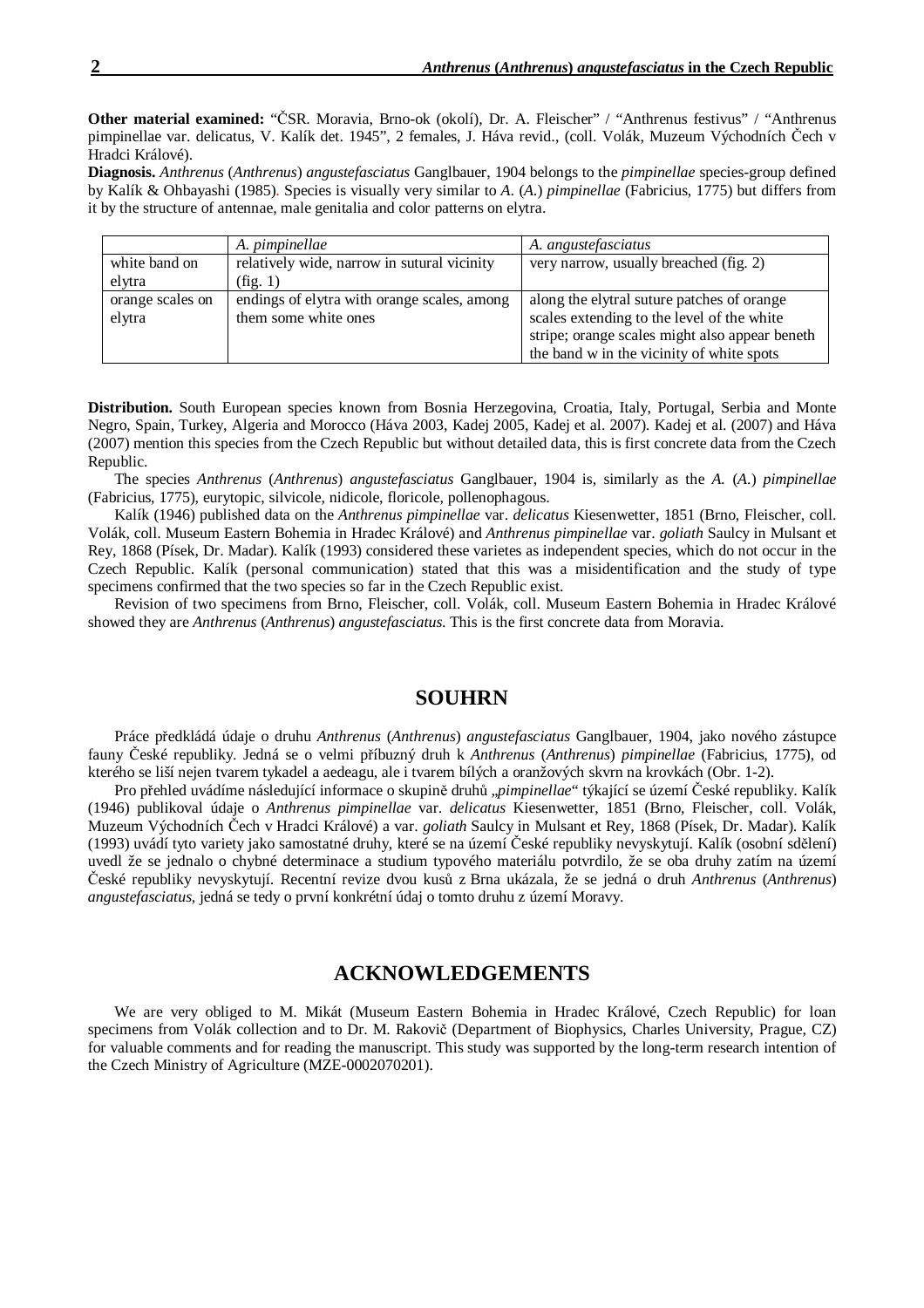**Other material examined:** "ČSR. Moravia, Brno-ok (okolí), Dr. A. Fleischer" / "Anthrenus festivus" / "Anthrenus pimpinellae var. delicatus, V. Kalík det. 1945", 2 females, J. Háva revid., (coll. Volák, Muzeum Východních Čech v Hradci Králové).

**Diagnosis.** *Anthrenus* (*Anthrenus*) *angustefasciatus* Ganglbauer, 1904 belongs to the *pimpinellae* species-group defined by Kalík & Ohbayashi (1985). Species is visually very similar to *A.* (*A.*) *pimpinellae* (Fabricius, 1775) but differs from it by the structure of antennae, male genitalia and color patterns on elytra.

| | *A. pimpinellae* | *A. angustefasciatus* |
|---|---|---|
| white band on elytra | relatively wide, narrow in sutural vicinity (fig. 1) | very narrow, usually breached (fig. 2) |
| orange scales on elytra | endings of elytra with orange scales, among them some white ones | along the elytral suture patches of orange scales extending to the level of the white stripe; orange scales might also appear beneth the band w in the vicinity of white spots |

**Distribution.** South European species known from Bosnia Herzegovina, Croatia, Italy, Portugal, Serbia and Monte Negro, Spain, Turkey, Algeria and Morocco (Háva 2003, Kadej 2005, Kadej et al. 2007). Kadej et al. (2007) and Háva (2007) mention this species from the Czech Republic but without detailed data, this is first concrete data from the Czech Republic.

The species *Anthrenus* (*Anthrenus*) *angustefasciatus* Ganglbauer, 1904 is, similarly as the *A.* (*A.*) *pimpinellae* (Fabricius, 1775), eurytopic, silvicole, nidicole, floricole, pollenophagous.

Kalík (1946) published data on the *Anthrenus pimpinellae* var. *delicatus* Kiesenwetter, 1851 (Brno, Fleischer, coll. Volák, coll. Museum Eastern Bohemia in Hradec Králové) and *Anthrenus pimpinellae* var. *goliath* Saulcy in Mulsant et Rey, 1868 (Písek, Dr. Madar). Kalík (1993) considered these varietes as independent species, which do not occur in the Czech Republic. Kalík (personal communication) stated that this was a misidentification and the study of type specimens confirmed that the two species so far in the Czech Republic exist.

Revision of two specimens from Brno, Fleischer, coll. Volák, coll. Museum Eastern Bohemia in Hradec Králové showed they are *Anthrenus* (*Anthrenus*) *angustefasciatus*. This is the first concrete data from Moravia.

## SOUHRN

Práce předkládá údaje o druhu *Anthrenus* (*Anthrenus*) *angustefasciatus* Ganglbauer, 1904, jako nového zástupce fauny České republiky. Jedná se o velmi příbuzný druh k *Anthrenus* (*Anthrenus*) *pimpinellae* (Fabricius, 1775), od kterého se liší nejen tvarem tykadel a aedeagu, ale i tvarem bílých a oranžových skvrn na krovkách (Obr. 1-2).

Pro přehled uvádíme následující informace o skupině druhů „*pimpinellae*" týkající se území České republiky. Kalík (1946) publikoval údaje o *Anthrenus pimpinellae* var. *delicatus* Kiesenwetter, 1851 (Brno, Fleischer, coll. Volák, Muzeum Východních Čech v Hradci Králové) a var. *goliath* Saulcy in Mulsant et Rey, 1868 (Písek, Dr. Madar). Kalík (1993) uvádí tyto variety jako samostatné druhy, které se na území České republiky nevyskytují. Kalík (osobní sdělení) uvedl že se jednalo o chybné determinace a studium typového materiálu potvrdilo, že se oba druhy zatím na území České republiky nevyskytují. Recentní revize dvou kusů z Brna ukázala, že se jedná o druh *Anthrenus* (*Anthrenus*) *angustefasciatus*, jedná se tedy o první konkrétní údaj o tomto druhu z území Moravy.

## ACKNOWLEDGEMENTS

We are very obliged to M. Mikát (Museum Eastern Bohemia in Hradec Králové, Czech Republic) for loan specimens from Volák collection and to Dr. M. Rakovič (Department of Biophysics, Charles University, Prague, CZ) for valuable comments and for reading the manuscript. This study was supported by the long-term research intention of the Czech Ministry of Agriculture (MZE-0002070201).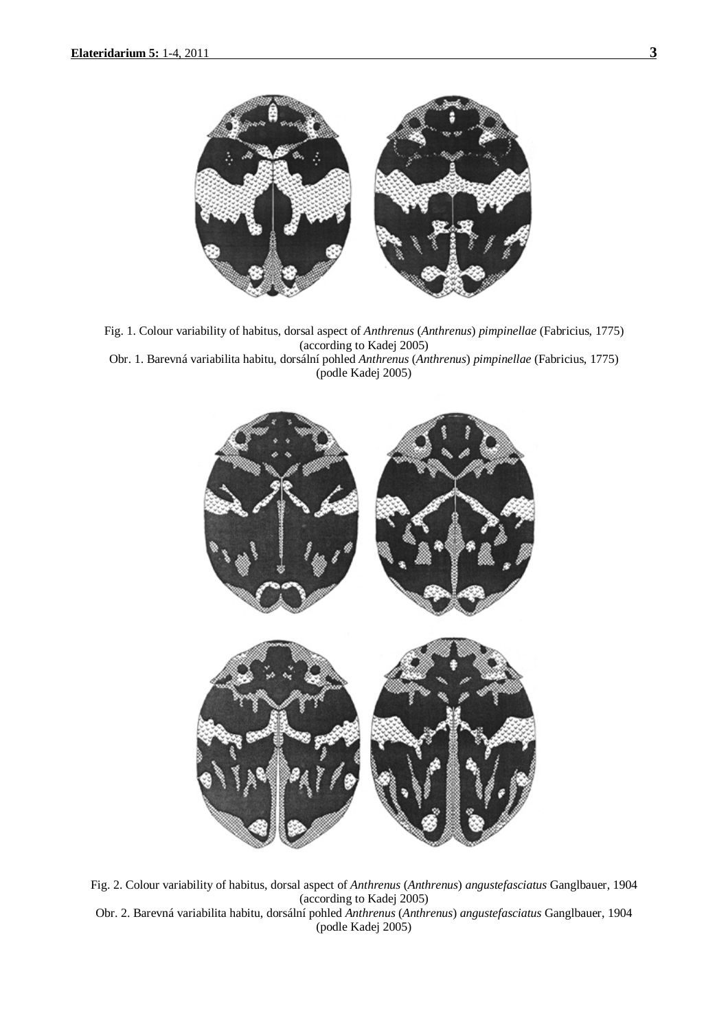Fig. 1. Colour variability of habitus, dorsal aspect of *Anthrenus* (*Anthrenus*) *pimpinellae* (Fabricius, 1775) (according to Kadej 2005)

Obr. 1. Barevná variabilita habitu, dorsální pohled *Anthrenus* (*Anthrenus*) *pimpinellae* (Fabricius, 1775) (podle Kadej 2005)

Fig. 2. Colour variability of habitus, dorsal aspect of *Anthrenus* (*Anthrenus*) *angustefasciatus* Ganglbauer, 1904 (according to Kadej 2005)

Obr. 2. Barevná variabilita habitu, dorsální pohled *Anthrenus* (*Anthrenus*) *angustefasciatus* Ganglbauer, 1904 (podle Kadej 2005)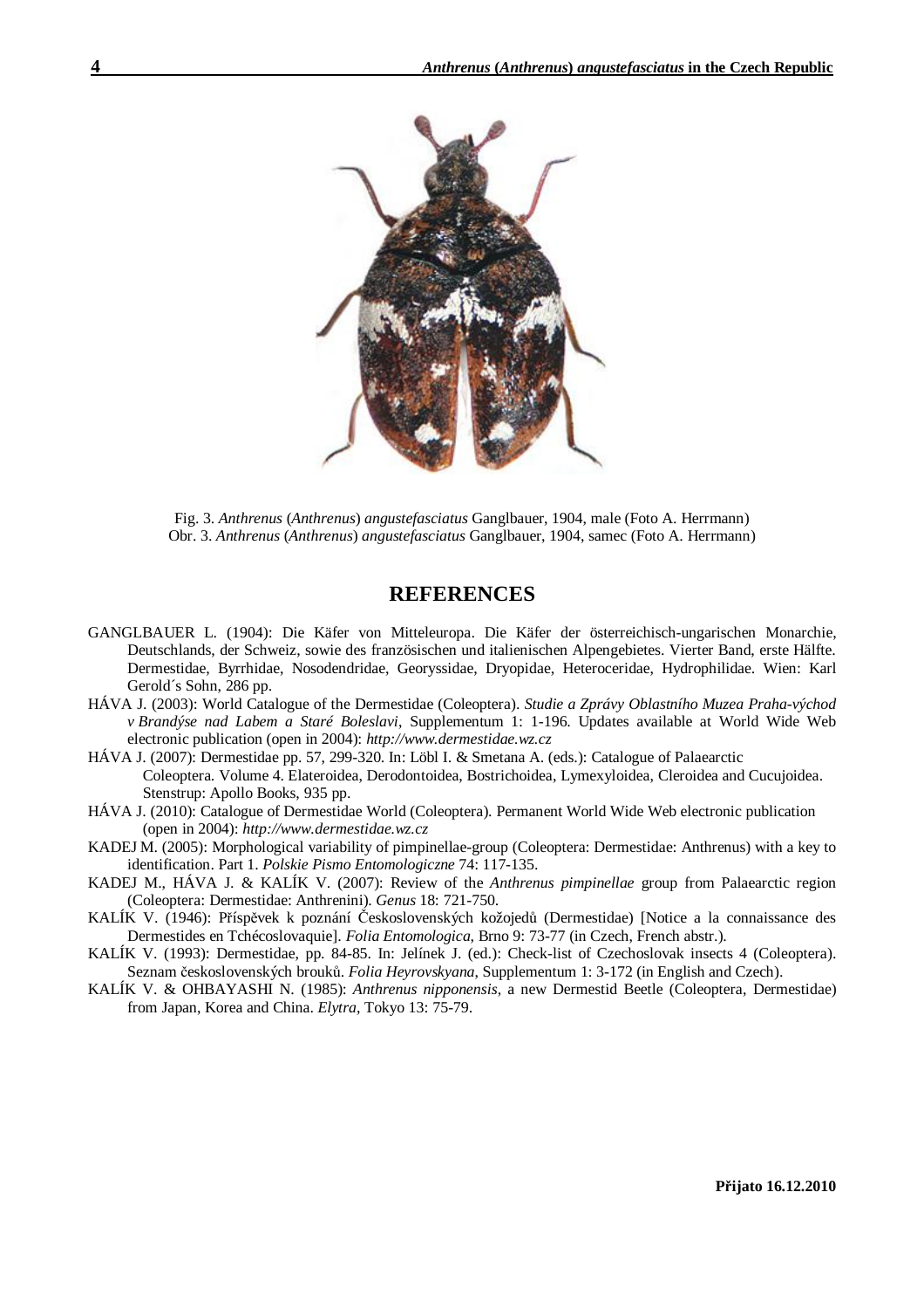Fig. 3. *Anthrenus* (*Anthrenus*) *angustefasciatus* Ganglbauer, 1904, male (Foto A. Herrmann)
Obr. 3. *Anthrenus* (*Anthrenus*) *angustefasciatus* Ganglbauer, 1904, samec (Foto A. Herrmann)

## REFERENCES

GANGLBAUER L. (1904): Die Käfer von Mitteleuropa. Die Käfer der österreichisch-ungarischen Monarchie, Deutschlands, der Schweiz, sowie des französischen und italienischen Alpengebietes. Vierter Band, erste Hälfte. Dermestidae, Byrrhidae, Nosodendridae, Georyssidae, Dryopidae, Heteroceridae, Hydrophilidae. Wien: Karl Gerold´s Sohn, 286 pp.

HÁVA J. (2003): World Catalogue of the Dermestidae (Coleoptera). *Studie a Zprávy Oblastního Muzea Praha-východ v Brandýse nad Labem a Staré Boleslavi*, Supplementum 1: 1-196. Updates available at World Wide Web electronic publication (open in 2004): *http://www.dermestidae.wz.cz*

HÁVA J. (2007): Dermestidae pp. 57, 299-320. In: Löbl I. & Smetana A. (eds.): Catalogue of Palaearctic Coleoptera. Volume 4. Elateroidea, Derodontoidea, Bostrichoidea, Lymexyloidea, Cleroidea and Cucujoidea. Stenstrup: Apollo Books, 935 pp.

HÁVA J. (2010): Catalogue of Dermestidae World (Coleoptera). Permanent World Wide Web electronic publication (open in 2004): *http://www.dermestidae.wz.cz*

KADEJ M. (2005): Morphological variability of pimpinellae-group (Coleoptera: Dermestidae: Anthrenus) with a key to identification. Part 1. *Polskie Pismo Entomologiczne* 74: 117-135.

KADEJ M., HÁVA J. & KALÍK V. (2007): Review of the *Anthrenus pimpinellae* group from Palaearctic region (Coleoptera: Dermestidae: Anthrenini). *Genus* 18: 721-750.

KALÍK V. (1946): Příspěvek k poznání Československých kožojedů (Dermestidae) [Notice a la connaissance des Dermestides en Tchécoslovaquie]. *Folia Entomologica*, Brno 9: 73-77 (in Czech, French abstr.).

KALÍK V. (1993): Dermestidae, pp. 84-85. In: Jelínek J. (ed.): Check-list of Czechoslovak insects 4 (Coleoptera). Seznam československých brouků. *Folia Heyrovskyana*, Supplementum 1: 3-172 (in English and Czech).

KALÍK V. & OHBAYASHI N. (1985): *Anthrenus nipponensis*, a new Dermestid Beetle (Coleoptera, Dermestidae) from Japan, Korea and China. *Elytra*, Tokyo 13: 75-79.

**Přijato 16.12.2010**